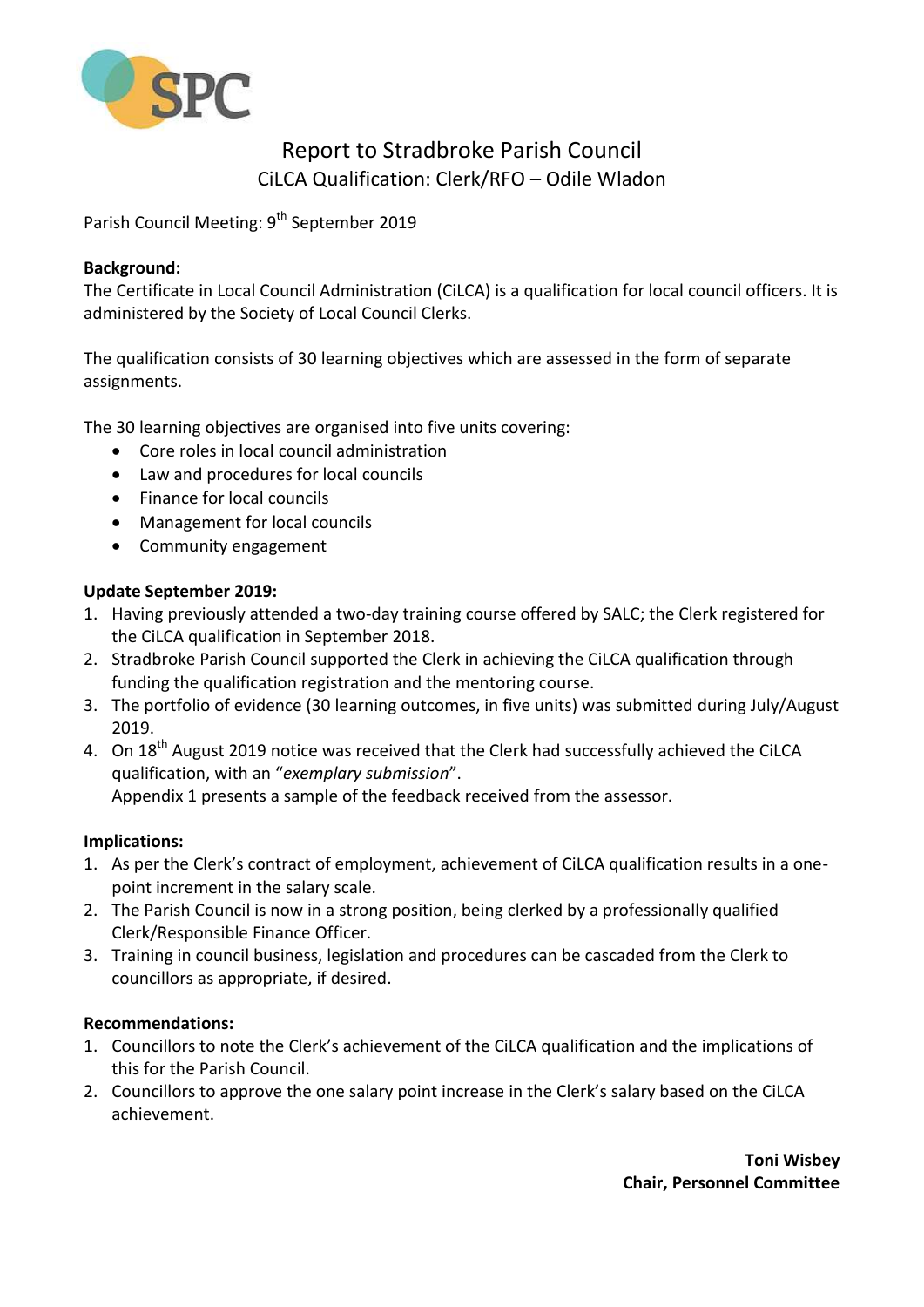SPC

# Report to Stradbroke Parish Council

## CiLCA Qualification: Clerk/RFO – Odile Wladon

Parish Council Meeting: 9th September 2019

**Background:**

The Certificate in Local Council Administration (CiLCA) is a qualification for local council officers. It is administered by the Society of Local Council Clerks.

The qualification consists of 30 learning objectives which are assessed in the form of separate assignments.

The 30 learning objectives are organised into five units covering:

- Core roles in local council administration
- Law and procedures for local councils
- Finance for local councils
- Management for local councils
- Community engagement

**Update September 2019:**

1. Having previously attended a two-day training course offered by SALC; the Clerk registered for the CiLCA qualification in September 2018.
2. Stradbroke Parish Council supported the Clerk in achieving the CiLCA qualification through funding the qualification registration and the mentoring course.
3. The portfolio of evidence (30 learning outcomes, in five units) was submitted during July/August 2019.
4. On 18th August 2019 notice was received that the Clerk had successfully achieved the CiLCA qualification, with an "*exemplary submission*".
   Appendix 1 presents a sample of the feedback received from the assessor.

**Implications:**

1. As per the Clerk's contract of employment, achievement of CiLCA qualification results in a one-point increment in the salary scale.
2. The Parish Council is now in a strong position, being clerked by a professionally qualified Clerk/Responsible Finance Officer.
3. Training in council business, legislation and procedures can be cascaded from the Clerk to councillors as appropriate, if desired.

**Recommendations:**

1. Councillors to note the Clerk's achievement of the CiLCA qualification and the implications of this for the Parish Council.
2. Councillors to approve the one salary point increase in the Clerk's salary based on the CiLCA achievement.

**Toni Wisbey**
**Chair, Personnel Committee**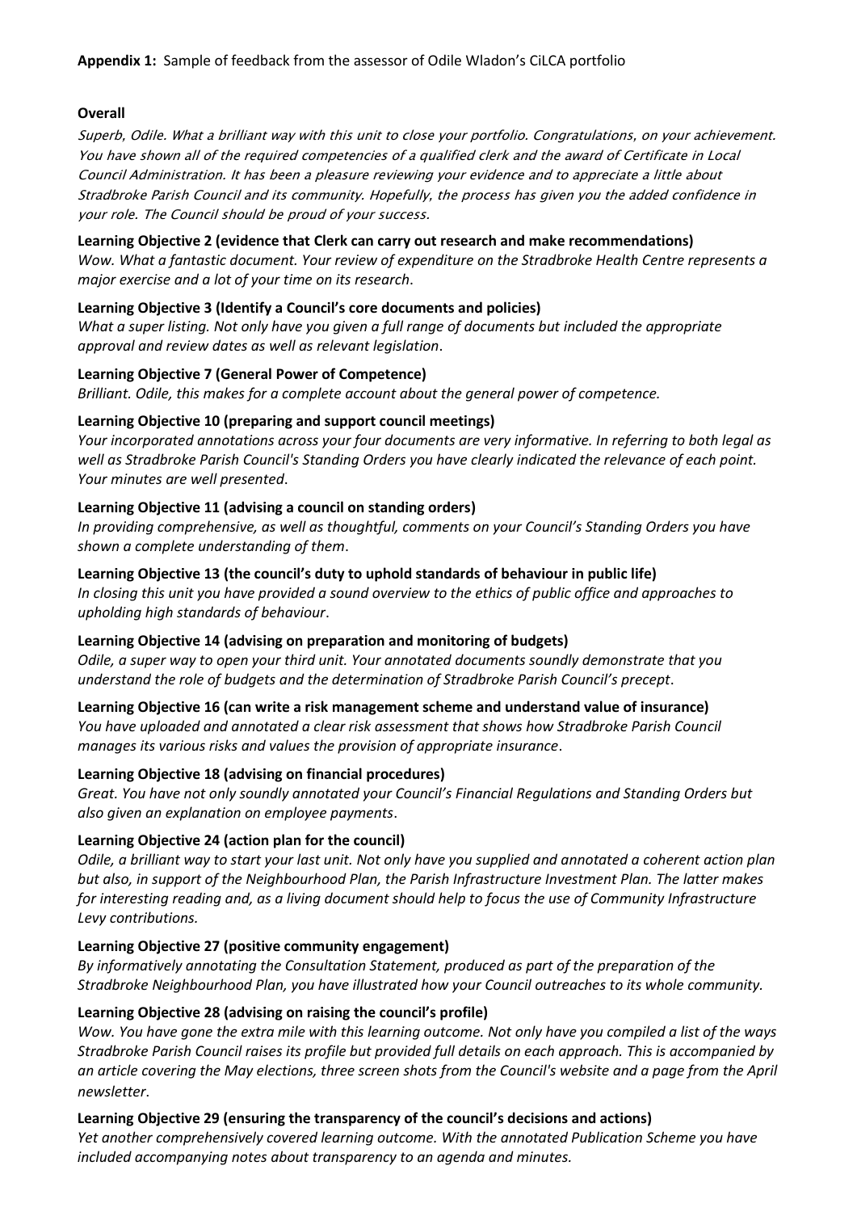**Appendix 1:** Sample of feedback from the assessor of Odile Wladon's CiLCA portfolio

**Overall**

*Superb, Odile. What a brilliant way with this unit to close your portfolio. Congratulations, on your achievement. You have shown all of the required competencies of a qualified clerk and the award of Certificate in Local Council Administration. It has been a pleasure reviewing your evidence and to appreciate a little about Stradbroke Parish Council and its community. Hopefully, the process has given you the added confidence in your role. The Council should be proud of your success.*

**Learning Objective 2 (evidence that Clerk can carry out research and make recommendations)**

*Wow. What a fantastic document. Your review of expenditure on the Stradbroke Health Centre represents a major exercise and a lot of your time on its research.*

**Learning Objective 3 (Identify a Council's core documents and policies)**

*What a super listing. Not only have you given a full range of documents but included the appropriate approval and review dates as well as relevant legislation.*

**Learning Objective 7 (General Power of Competence)**

*Brilliant. Odile, this makes for a complete account about the general power of competence.*

**Learning Objective 10 (preparing and support council meetings)**

*Your incorporated annotations across your four documents are very informative. In referring to both legal as well as Stradbroke Parish Council's Standing Orders you have clearly indicated the relevance of each point. Your minutes are well presented.*

**Learning Objective 11 (advising a council on standing orders)**

*In providing comprehensive, as well as thoughtful, comments on your Council's Standing Orders you have shown a complete understanding of them.*

**Learning Objective 13 (the council's duty to uphold standards of behaviour in public life)**

*In closing this unit you have provided a sound overview to the ethics of public office and approaches to upholding high standards of behaviour.*

**Learning Objective 14 (advising on preparation and monitoring of budgets)**

*Odile, a super way to open your third unit. Your annotated documents soundly demonstrate that you understand the role of budgets and the determination of Stradbroke Parish Council's precept.*

**Learning Objective 16 (can write a risk management scheme and understand value of insurance)**

*You have uploaded and annotated a clear risk assessment that shows how Stradbroke Parish Council manages its various risks and values the provision of appropriate insurance.*

**Learning Objective 18 (advising on financial procedures)**

*Great. You have not only soundly annotated your Council's Financial Regulations and Standing Orders but also given an explanation on employee payments.*

**Learning Objective 24 (action plan for the council)**

*Odile, a brilliant way to start your last unit. Not only have you supplied and annotated a coherent action plan but also, in support of the Neighbourhood Plan, the Parish Infrastructure Investment Plan. The latter makes for interesting reading and, as a living document should help to focus the use of Community Infrastructure Levy contributions.*

**Learning Objective 27 (positive community engagement)**

*By informatively annotating the Consultation Statement, produced as part of the preparation of the Stradbroke Neighbourhood Plan, you have illustrated how your Council outreaches to its whole community.*

**Learning Objective 28 (advising on raising the council's profile)**

*Wow. You have gone the extra mile with this learning outcome. Not only have you compiled a list of the ways Stradbroke Parish Council raises its profile but provided full details on each approach. This is accompanied by an article covering the May elections, three screen shots from the Council's website and a page from the April newsletter.*

**Learning Objective 29 (ensuring the transparency of the council's decisions and actions)**

*Yet another comprehensively covered learning outcome. With the annotated Publication Scheme you have included accompanying notes about transparency to an agenda and minutes.*